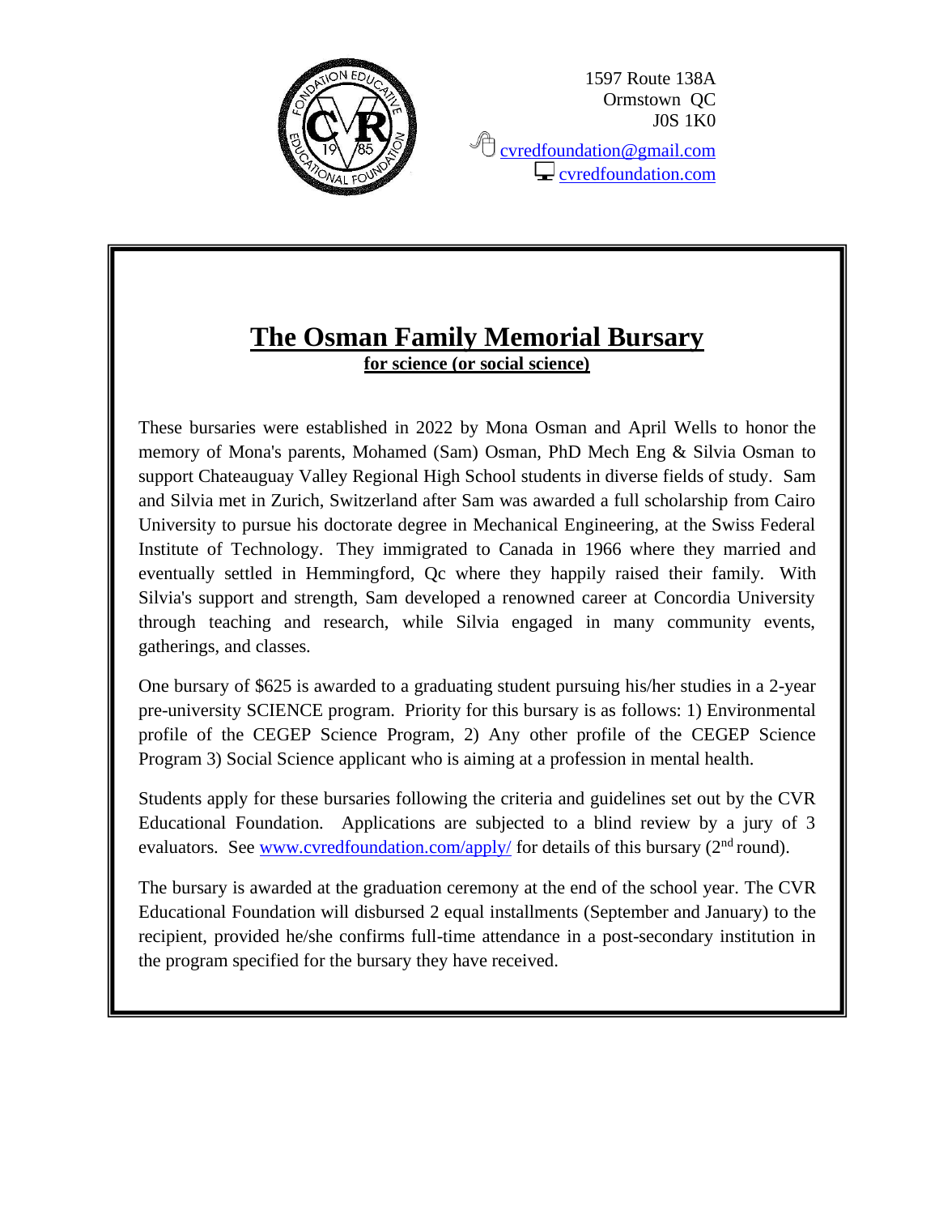1597 Route 138A
Ormstown QC
J0S 1K0

cvredfoundation@gmail.com
cvredfoundation.com

# The Osman Family Memorial Bursary

**for science (or social science)**

These bursaries were established in 2022 by Mona Osman and April Wells to honor the memory of Mona's parents, Mohamed (Sam) Osman, PhD Mech Eng & Silvia Osman to support Chateauguay Valley Regional High School students in diverse fields of study. Sam and Silvia met in Zurich, Switzerland after Sam was awarded a full scholarship from Cairo University to pursue his doctorate degree in Mechanical Engineering, at the Swiss Federal Institute of Technology. They immigrated to Canada in 1966 where they married and eventually settled in Hemmingford, Qc where they happily raised their family. With Silvia's support and strength, Sam developed a renowned career at Concordia University through teaching and research, while Silvia engaged in many community events, gatherings, and classes.

One bursary of $625 is awarded to a graduating student pursuing his/her studies in a 2-year pre-university SCIENCE program. Priority for this bursary is as follows: 1) Environmental profile of the CEGEP Science Program, 2) Any other profile of the CEGEP Science Program 3) Social Science applicant who is aiming at a profession in mental health.

Students apply for these bursaries following the criteria and guidelines set out by the CVR Educational Foundation. Applications are subjected to a blind review by a jury of 3 evaluators. See www.cvredfoundation.com/apply/ for details of this bursary ($2^{nd}$ round).

The bursary is awarded at the graduation ceremony at the end of the school year. The CVR Educational Foundation will disbursed 2 equal installments (September and January) to the recipient, provided he/she confirms full-time attendance in a post-secondary institution in the program specified for the bursary they have received.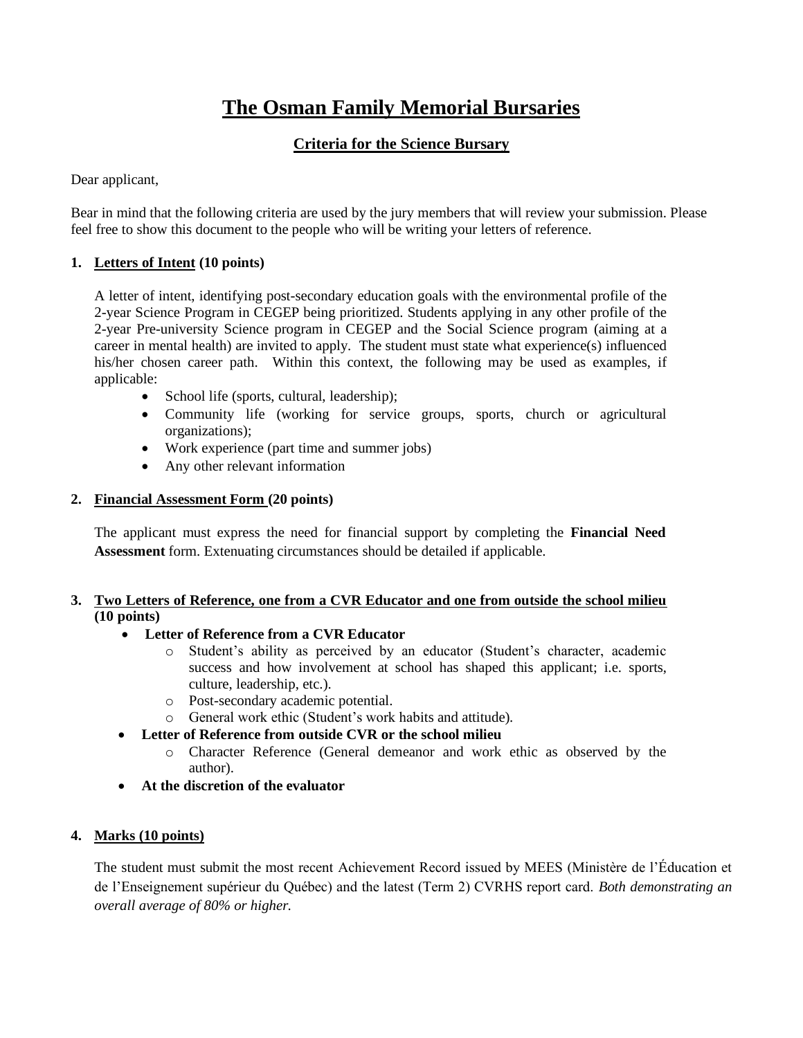# The Osman Family Memorial Bursaries

## Criteria for the Science Bursary

Dear applicant,

Bear in mind that the following criteria are used by the jury members that will review your submission. Please feel free to show this document to the people who will be writing your letters of reference.

1. **Letters of Intent (10 points)**

   A letter of intent, identifying post-secondary education goals with the environmental profile of the 2-year Science Program in CEGEP being prioritized. Students applying in any other profile of the 2-year Pre-university Science program in CEGEP and the Social Science program (aiming at a career in mental health) are invited to apply. The student must state what experience(s) influenced his/her chosen career path. Within this context, the following may be used as examples, if applicable:

   - School life (sports, cultural, leadership);
   - Community life (working for service groups, sports, church or agricultural organizations);
   - Work experience (part time and summer jobs)
   - Any other relevant information

2. **Financial Assessment Form (20 points)**

   The applicant must express the need for financial support by completing the **Financial Need Assessment** form. Extenuating circumstances should be detailed if applicable.

3. **Two Letters of Reference, one from a CVR Educator and one from outside the school milieu (10 points)**

   - **Letter of Reference from a CVR Educator**
     - Student's ability as perceived by an educator (Student's character, academic success and how involvement at school has shaped this applicant; i.e. sports, culture, leadership, etc.).
     - Post-secondary academic potential.
     - General work ethic (Student's work habits and attitude).
   - **Letter of Reference from outside CVR or the school milieu**
     - Character Reference (General demeanor and work ethic as observed by the author).
   - **At the discretion of the evaluator**

4. **Marks (10 points)**

   The student must submit the most recent Achievement Record issued by MEES (Ministère de l'Éducation et de l'Enseignement supérieur du Québec) and the latest (Term 2) CVRHS report card. *Both demonstrating an overall average of 80% or higher.*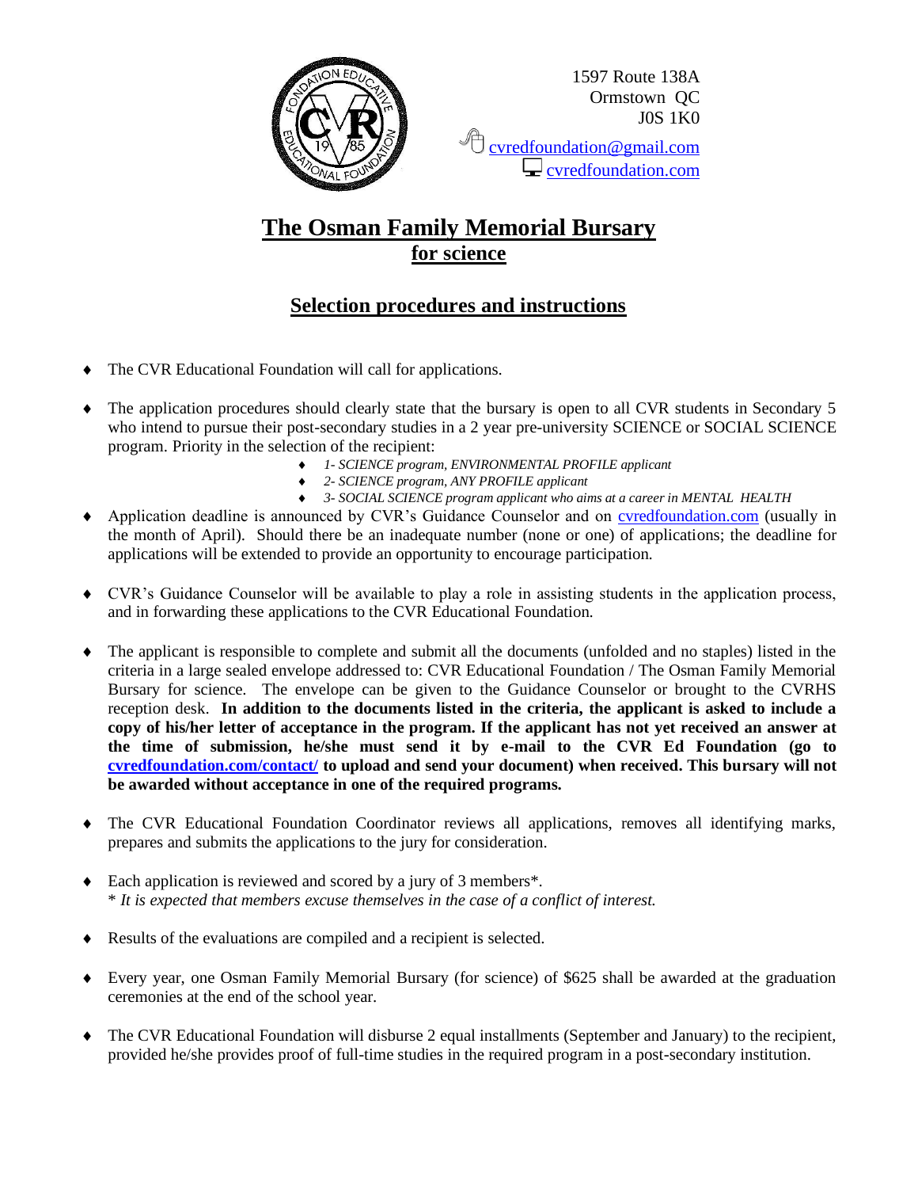1597 Route 138A
Ormstown QC
J0S 1K0
cvredfoundation@gmail.com
cvredfoundation.com

# The Osman Family Memorial Bursary
## for science

## Selection procedures and instructions

- The CVR Educational Foundation will call for applications.
- The application procedures should clearly state that the bursary is open to all CVR students in Secondary 5 who intend to pursue their post-secondary studies in a 2 year pre-university SCIENCE or SOCIAL SCIENCE program. Priority in the selection of the recipient:
  - *1- SCIENCE program, ENVIRONMENTAL PROFILE applicant*
  - *2- SCIENCE program, ANY PROFILE applicant*
  - *3- SOCIAL SCIENCE program applicant who aims at a career in MENTAL HEALTH*
- Application deadline is announced by CVR's Guidance Counselor and on cvredfoundation.com (usually in the month of April). Should there be an inadequate number (none or one) of applications; the deadline for applications will be extended to provide an opportunity to encourage participation.
- CVR's Guidance Counselor will be available to play a role in assisting students in the application process, and in forwarding these applications to the CVR Educational Foundation.
- The applicant is responsible to complete and submit all the documents (unfolded and no staples) listed in the criteria in a large sealed envelope addressed to: CVR Educational Foundation / The Osman Family Memorial Bursary for science. The envelope can be given to the Guidance Counselor or brought to the CVRHS reception desk. **In addition to the documents listed in the criteria, the applicant is asked to include a copy of his/her letter of acceptance in the program. If the applicant has not yet received an answer at the time of submission, he/she must send it by e-mail to the CVR Ed Foundation (go to cvredfoundation.com/contact/ to upload and send your document) when received. This bursary will not be awarded without acceptance in one of the required programs.**
- The CVR Educational Foundation Coordinator reviews all applications, removes all identifying marks, prepares and submits the applications to the jury for consideration.
- Each application is reviewed and scored by a jury of 3 members*.
  \* *It is expected that members excuse themselves in the case of a conflict of interest.*
- Results of the evaluations are compiled and a recipient is selected.
- Every year, one Osman Family Memorial Bursary (for science) of $625 shall be awarded at the graduation ceremonies at the end of the school year.
- The CVR Educational Foundation will disburse 2 equal installments (September and January) to the recipient, provided he/she provides proof of full-time studies in the required program in a post-secondary institution.